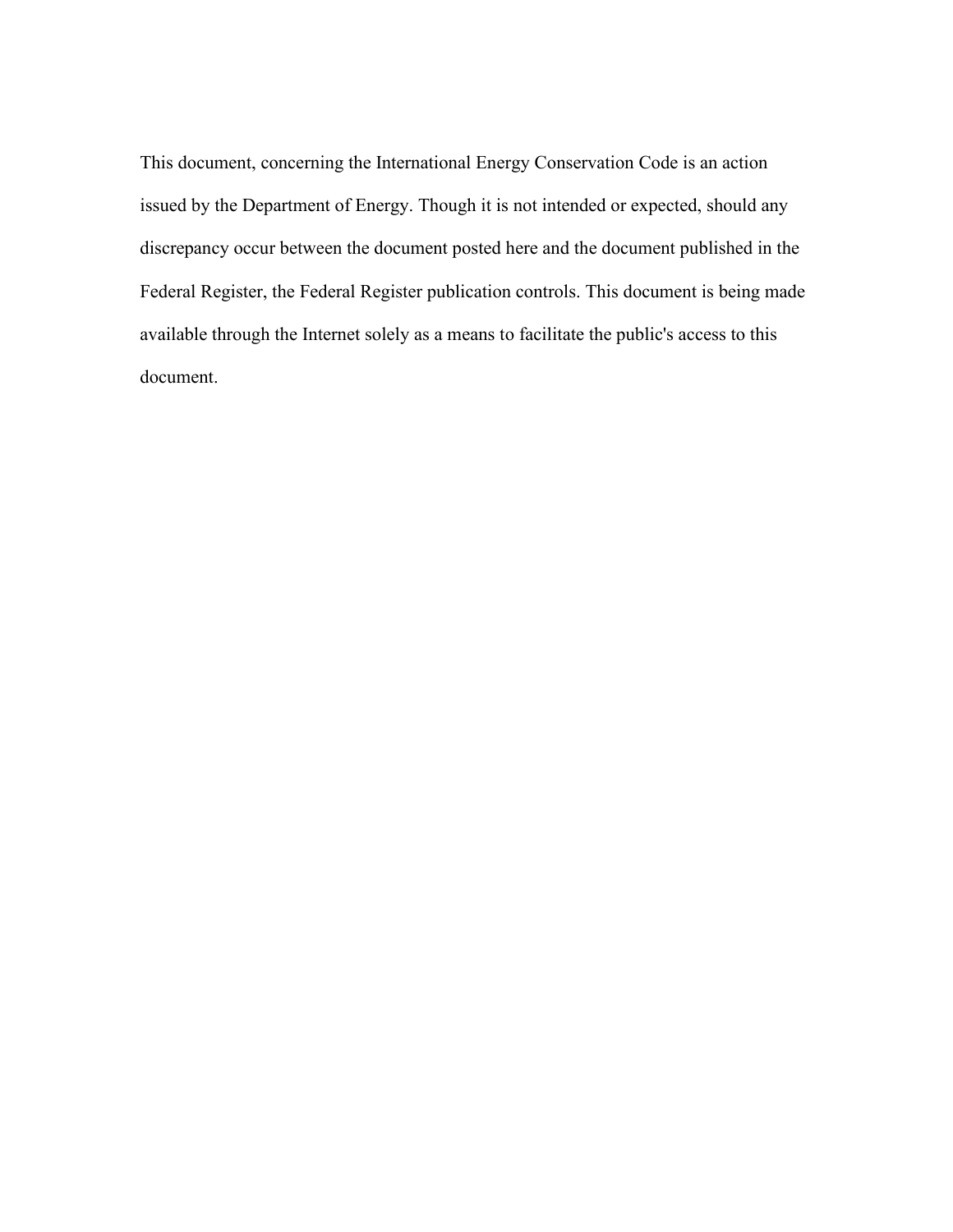This document, concerning the International Energy Conservation Code is an action issued by the Department of Energy. Though it is not intended or expected, should any discrepancy occur between the document posted here and the document published in the Federal Register, the Federal Register publication controls. This document is being made available through the Internet solely as a means to facilitate the public's access to this document.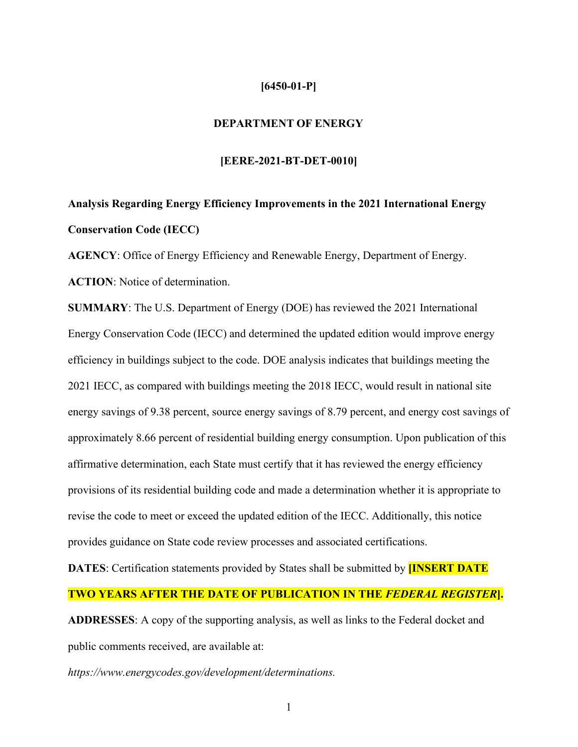**[6450-01-P]**

**DEPARTMENT OF ENERGY**

**[EERE-2021-BT-DET-0010]**

**Analysis Regarding Energy Efficiency Improvements in the 2021 International Energy Conservation Code (IECC)**

**AGENCY**: Office of Energy Efficiency and Renewable Energy, Department of Energy.

**ACTION**: Notice of determination.

**SUMMARY**: The U.S. Department of Energy (DOE) has reviewed the 2021 International Energy Conservation Code (IECC) and determined the updated edition would improve energy efficiency in buildings subject to the code. DOE analysis indicates that buildings meeting the 2021 IECC, as compared with buildings meeting the 2018 IECC, would result in national site energy savings of 9.38 percent, source energy savings of 8.79 percent, and energy cost savings of approximately 8.66 percent of residential building energy consumption. Upon publication of this affirmative determination, each State must certify that it has reviewed the energy efficiency provisions of its residential building code and made a determination whether it is appropriate to revise the code to meet or exceed the updated edition of the IECC. Additionally, this notice provides guidance on State code review processes and associated certifications.

**DATES**: Certification statements provided by States shall be submitted by **[INSERT DATE TWO YEARS AFTER THE DATE OF PUBLICATION IN THE *FEDERAL REGISTER*].**

**ADDRESSES**: A copy of the supporting analysis, as well as links to the Federal docket and public comments received, are available at:

*https://www.energycodes.gov/development/determinations.*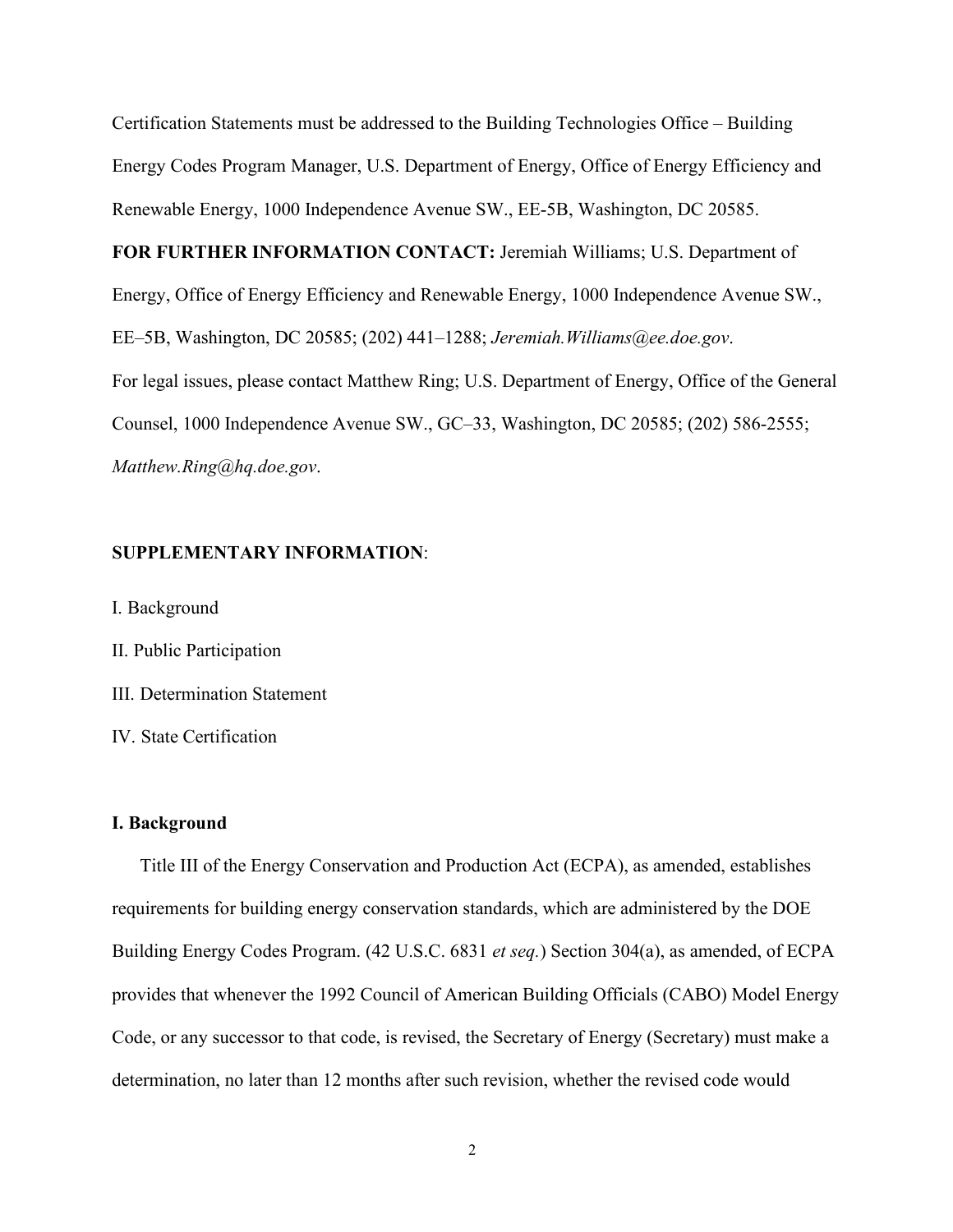Certification Statements must be addressed to the Building Technologies Office – Building Energy Codes Program Manager, U.S. Department of Energy, Office of Energy Efficiency and Renewable Energy, 1000 Independence Avenue SW., EE-5B, Washington, DC 20585.

**FOR FURTHER INFORMATION CONTACT:** Jeremiah Williams; U.S. Department of Energy, Office of Energy Efficiency and Renewable Energy, 1000 Independence Avenue SW., EE–5B, Washington, DC 20585; (202) 441–1288; *Jeremiah.Williams@ee.doe.gov*.

For legal issues, please contact Matthew Ring; U.S. Department of Energy, Office of the General Counsel, 1000 Independence Avenue SW., GC–33, Washington, DC 20585; (202) 586-2555; *Matthew.Ring@hq.doe.gov*.

**SUPPLEMENTARY INFORMATION**:

I. Background

II. Public Participation

III. Determination Statement

IV. State Certification

## I. Background

Title III of the Energy Conservation and Production Act (ECPA), as amended, establishes requirements for building energy conservation standards, which are administered by the DOE Building Energy Codes Program. (42 U.S.C. 6831 *et seq.*) Section 304(a), as amended, of ECPA provides that whenever the 1992 Council of American Building Officials (CABO) Model Energy Code, or any successor to that code, is revised, the Secretary of Energy (Secretary) must make a determination, no later than 12 months after such revision, whether the revised code would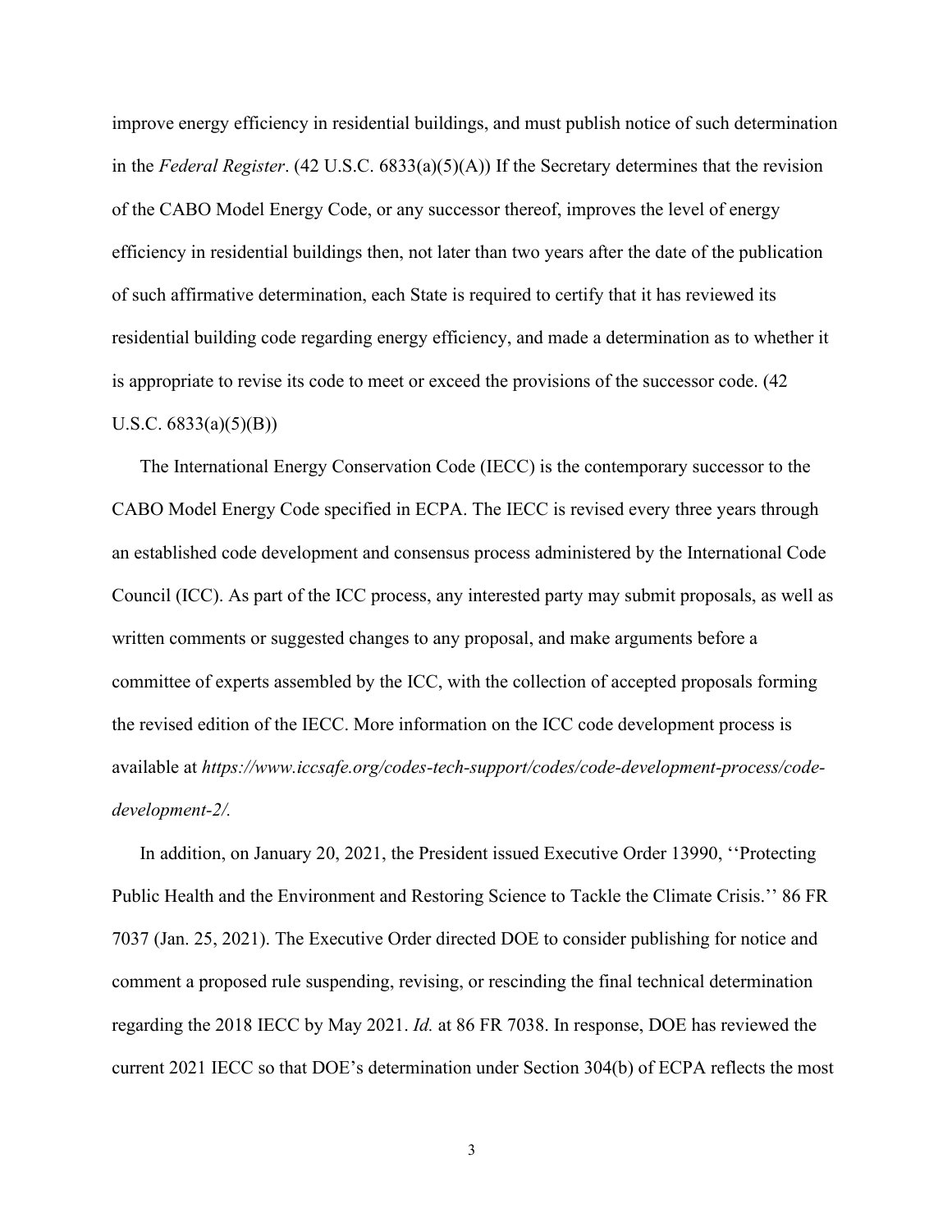improve energy efficiency in residential buildings, and must publish notice of such determination in the *Federal Register*. (42 U.S.C. 6833(a)(5)(A)) If the Secretary determines that the revision of the CABO Model Energy Code, or any successor thereof, improves the level of energy efficiency in residential buildings then, not later than two years after the date of the publication of such affirmative determination, each State is required to certify that it has reviewed its residential building code regarding energy efficiency, and made a determination as to whether it is appropriate to revise its code to meet or exceed the provisions of the successor code. (42 U.S.C. 6833(a)(5)(B))

The International Energy Conservation Code (IECC) is the contemporary successor to the CABO Model Energy Code specified in ECPA. The IECC is revised every three years through an established code development and consensus process administered by the International Code Council (ICC). As part of the ICC process, any interested party may submit proposals, as well as written comments or suggested changes to any proposal, and make arguments before a committee of experts assembled by the ICC, with the collection of accepted proposals forming the revised edition of the IECC. More information on the ICC code development process is available at *https://www.iccsafe.org/codes-tech-support/codes/code-development-process/code-development-2/.*

In addition, on January 20, 2021, the President issued Executive Order 13990, ''Protecting Public Health and the Environment and Restoring Science to Tackle the Climate Crisis.'' 86 FR 7037 (Jan. 25, 2021). The Executive Order directed DOE to consider publishing for notice and comment a proposed rule suspending, revising, or rescinding the final technical determination regarding the 2018 IECC by May 2021. *Id.* at 86 FR 7038. In response, DOE has reviewed the current 2021 IECC so that DOE's determination under Section 304(b) of ECPA reflects the most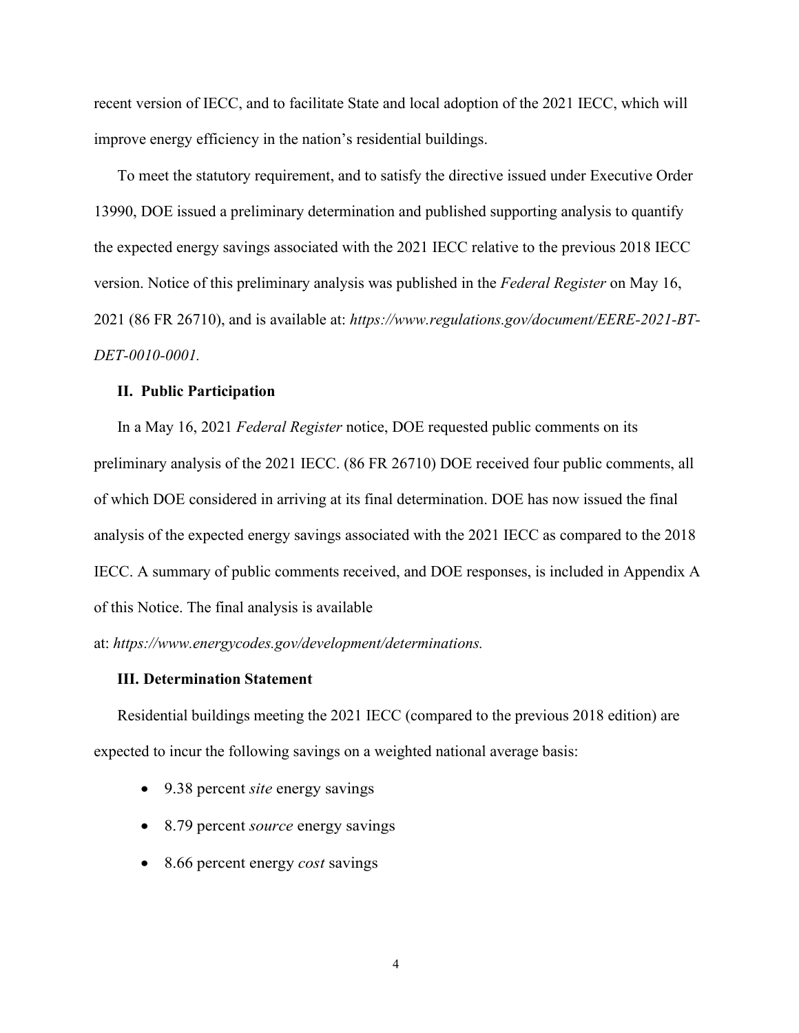recent version of IECC, and to facilitate State and local adoption of the 2021 IECC, which will improve energy efficiency in the nation's residential buildings.

To meet the statutory requirement, and to satisfy the directive issued under Executive Order 13990, DOE issued a preliminary determination and published supporting analysis to quantify the expected energy savings associated with the 2021 IECC relative to the previous 2018 IECC version. Notice of this preliminary analysis was published in the *Federal Register* on May 16, 2021 (86 FR 26710), and is available at: *https://www.regulations.gov/document/EERE-2021-BT-DET-0010-0001.*

### II. Public Participation

In a May 16, 2021 *Federal Register* notice, DOE requested public comments on its preliminary analysis of the 2021 IECC. (86 FR 26710) DOE received four public comments, all of which DOE considered in arriving at its final determination. DOE has now issued the final analysis of the expected energy savings associated with the 2021 IECC as compared to the 2018 IECC. A summary of public comments received, and DOE responses, is included in Appendix A of this Notice. The final analysis is available at: *https://www.energycodes.gov/development/determinations.*

### III. Determination Statement

Residential buildings meeting the 2021 IECC (compared to the previous 2018 edition) are expected to incur the following savings on a weighted national average basis:

- 9.38 percent *site* energy savings
- 8.79 percent *source* energy savings
- 8.66 percent energy *cost* savings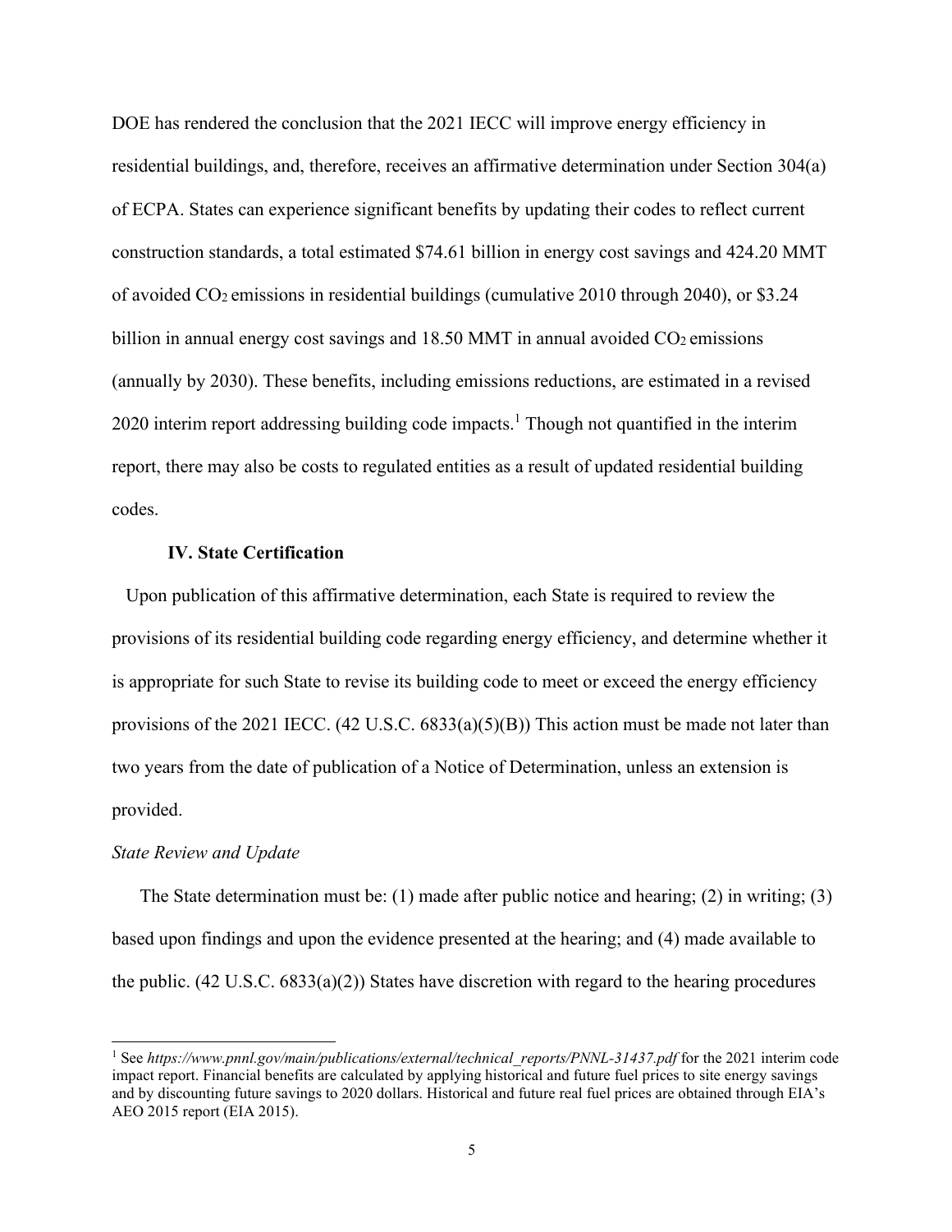DOE has rendered the conclusion that the 2021 IECC will improve energy efficiency in residential buildings, and, therefore, receives an affirmative determination under Section 304(a) of ECPA. States can experience significant benefits by updating their codes to reflect current construction standards, a total estimated \$74.61 billion in energy cost savings and 424.20 MMT of avoided $CO_2$ emissions in residential buildings (cumulative 2010 through 2040), or \$3.24 billion in annual energy cost savings and 18.50 MMT in annual avoided $CO_2$ emissions (annually by 2030). These benefits, including emissions reductions, are estimated in a revised 2020 interim report addressing building code impacts.[1] Though not quantified in the interim report, there may also be costs to regulated entities as a result of updated residential building codes.

## IV. State Certification

Upon publication of this affirmative determination, each State is required to review the provisions of its residential building code regarding energy efficiency, and determine whether it is appropriate for such State to revise its building code to meet or exceed the energy efficiency provisions of the 2021 IECC. (42 U.S.C. 6833(a)(5)(B)) This action must be made not later than two years from the date of publication of a Notice of Determination, unless an extension is provided.

*State Review and Update*

The State determination must be: (1) made after public notice and hearing; (2) in writing; (3) based upon findings and upon the evidence presented at the hearing; and (4) made available to the public. (42 U.S.C. 6833(a)(2)) States have discretion with regard to the hearing procedures

---

[1] See *https://www.pnnl.gov/main/publications/external/technical_reports/PNNL-31437.pdf* for the 2021 interim code impact report. Financial benefits are calculated by applying historical and future fuel prices to site energy savings and by discounting future savings to 2020 dollars. Historical and future real fuel prices are obtained through EIA's AEO 2015 report (EIA 2015).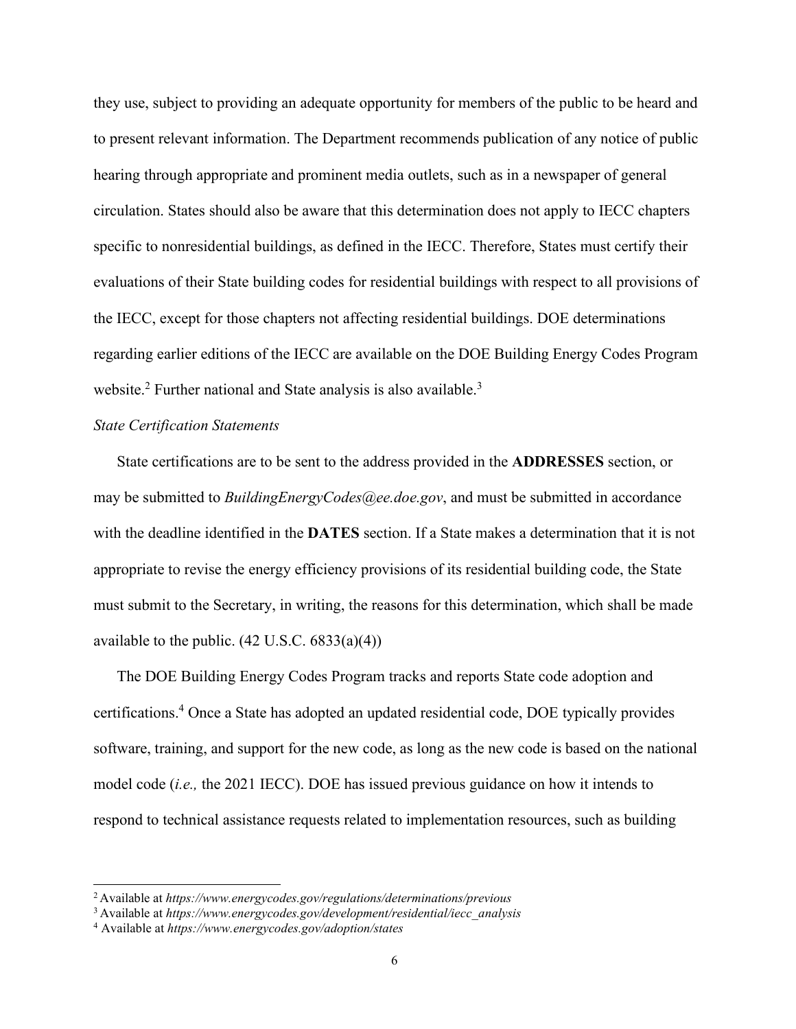they use, subject to providing an adequate opportunity for members of the public to be heard and to present relevant information. The Department recommends publication of any notice of public hearing through appropriate and prominent media outlets, such as in a newspaper of general circulation. States should also be aware that this determination does not apply to IECC chapters specific to nonresidential buildings, as defined in the IECC. Therefore, States must certify their evaluations of their State building codes for residential buildings with respect to all provisions of the IECC, except for those chapters not affecting residential buildings. DOE determinations regarding earlier editions of the IECC are available on the DOE Building Energy Codes Program website.[2] Further national and State analysis is also available.[3]

*State Certification Statements*

State certifications are to be sent to the address provided in the **ADDRESSES** section, or may be submitted to *BuildingEnergyCodes@ee.doe.gov*, and must be submitted in accordance with the deadline identified in the **DATES** section. If a State makes a determination that it is not appropriate to revise the energy efficiency provisions of its residential building code, the State must submit to the Secretary, in writing, the reasons for this determination, which shall be made available to the public. (42 U.S.C. 6833(a)(4))

The DOE Building Energy Codes Program tracks and reports State code adoption and certifications.[4] Once a State has adopted an updated residential code, DOE typically provides software, training, and support for the new code, as long as the new code is based on the national model code (*i.e.,* the 2021 IECC). DOE has issued previous guidance on how it intends to respond to technical assistance requests related to implementation resources, such as building

---

[2] Available at *https://www.energycodes.gov/regulations/determinations/previous*

[3] Available at *https://www.energycodes.gov/development/residential/iecc_analysis*

[4] Available at *https://www.energycodes.gov/adoption/states*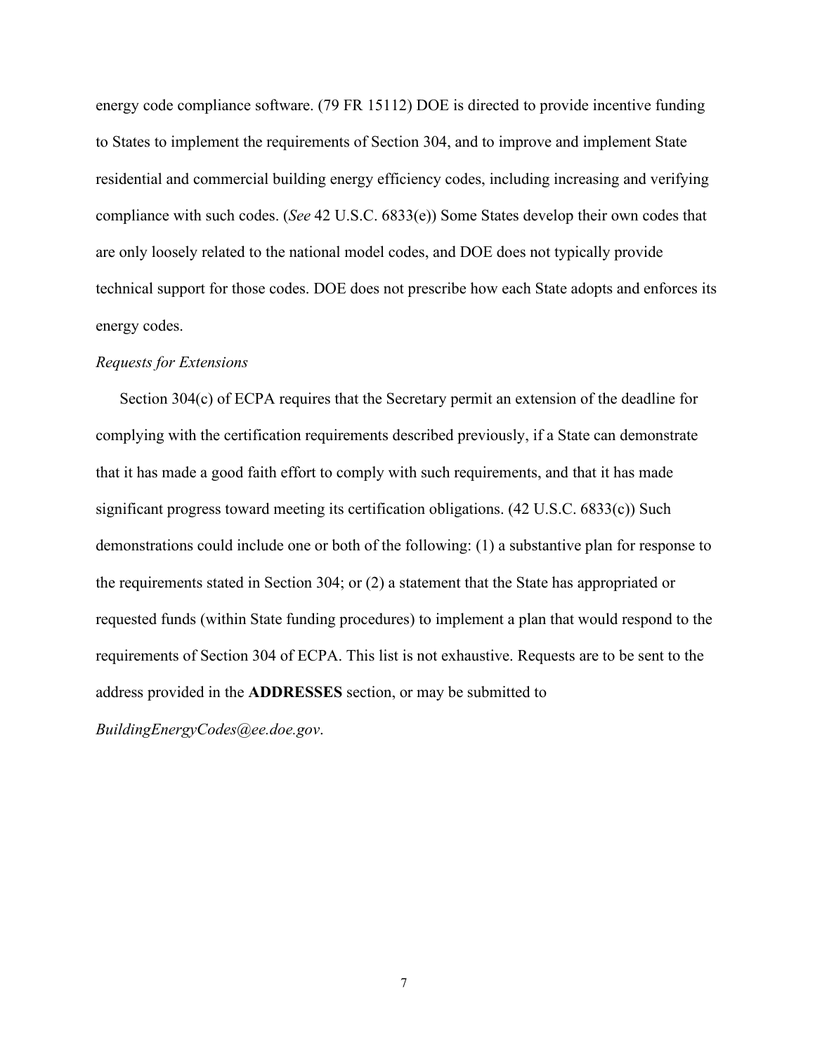energy code compliance software. (79 FR 15112) DOE is directed to provide incentive funding to States to implement the requirements of Section 304, and to improve and implement State residential and commercial building energy efficiency codes, including increasing and verifying compliance with such codes. (*See* 42 U.S.C. 6833(e)) Some States develop their own codes that are only loosely related to the national model codes, and DOE does not typically provide technical support for those codes. DOE does not prescribe how each State adopts and enforces its energy codes.

*Requests for Extensions*

Section 304(c) of ECPA requires that the Secretary permit an extension of the deadline for complying with the certification requirements described previously, if a State can demonstrate that it has made a good faith effort to comply with such requirements, and that it has made significant progress toward meeting its certification obligations. (42 U.S.C. 6833(c)) Such demonstrations could include one or both of the following: (1) a substantive plan for response to the requirements stated in Section 304; or (2) a statement that the State has appropriated or requested funds (within State funding procedures) to implement a plan that would respond to the requirements of Section 304 of ECPA. This list is not exhaustive. Requests are to be sent to the address provided in the **ADDRESSES** section, or may be submitted to *BuildingEnergyCodes@ee.doe.gov*.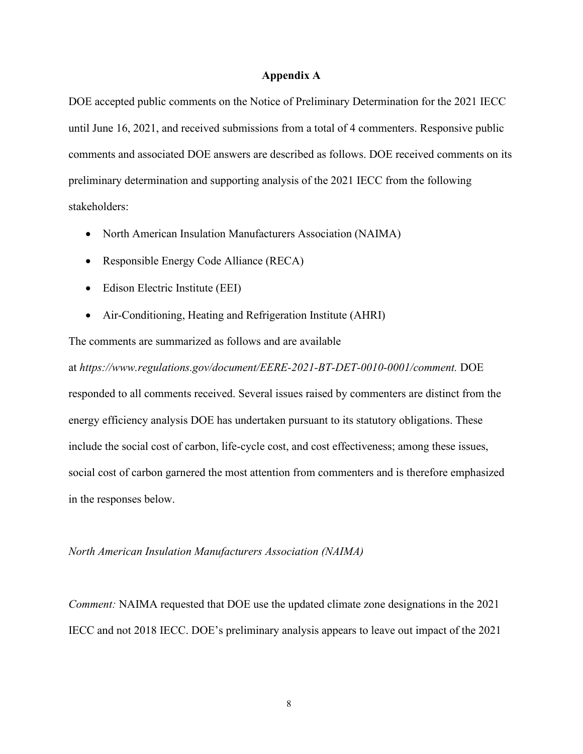## Appendix A

DOE accepted public comments on the Notice of Preliminary Determination for the 2021 IECC until June 16, 2021, and received submissions from a total of 4 commenters. Responsive public comments and associated DOE answers are described as follows. DOE received comments on its preliminary determination and supporting analysis of the 2021 IECC from the following stakeholders:

- North American Insulation Manufacturers Association (NAIMA)
- Responsible Energy Code Alliance (RECA)
- Edison Electric Institute (EEI)
- Air-Conditioning, Heating and Refrigeration Institute (AHRI)

The comments are summarized as follows and are available at *https://www.regulations.gov/document/EERE-2021-BT-DET-0010-0001/comment.* DOE responded to all comments received. Several issues raised by commenters are distinct from the energy efficiency analysis DOE has undertaken pursuant to its statutory obligations. These include the social cost of carbon, life-cycle cost, and cost effectiveness; among these issues, social cost of carbon garnered the most attention from commenters and is therefore emphasized in the responses below.

*North American Insulation Manufacturers Association (NAIMA)*

*Comment:* NAIMA requested that DOE use the updated climate zone designations in the 2021 IECC and not 2018 IECC. DOE's preliminary analysis appears to leave out impact of the 2021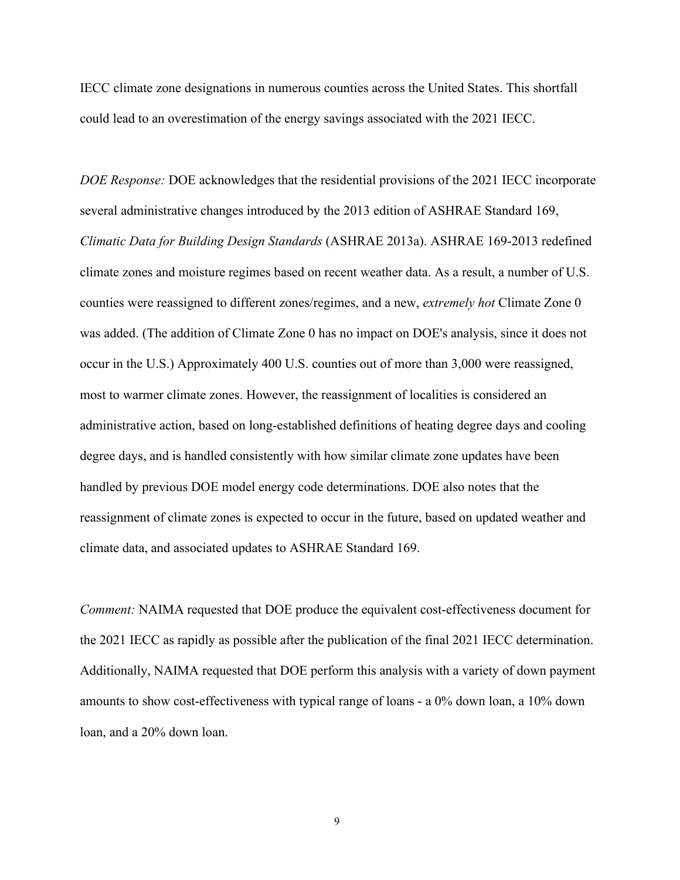IECC climate zone designations in numerous counties across the United States. This shortfall could lead to an overestimation of the energy savings associated with the 2021 IECC.

*DOE Response:* DOE acknowledges that the residential provisions of the 2021 IECC incorporate several administrative changes introduced by the 2013 edition of ASHRAE Standard 169, *Climatic Data for Building Design Standards* (ASHRAE 2013a). ASHRAE 169-2013 redefined climate zones and moisture regimes based on recent weather data. As a result, a number of U.S. counties were reassigned to different zones/regimes, and a new, *extremely hot* Climate Zone 0 was added. (The addition of Climate Zone 0 has no impact on DOE's analysis, since it does not occur in the U.S.) Approximately 400 U.S. counties out of more than 3,000 were reassigned, most to warmer climate zones. However, the reassignment of localities is considered an administrative action, based on long-established definitions of heating degree days and cooling degree days, and is handled consistently with how similar climate zone updates have been handled by previous DOE model energy code determinations. DOE also notes that the reassignment of climate zones is expected to occur in the future, based on updated weather and climate data, and associated updates to ASHRAE Standard 169.

*Comment:* NAIMA requested that DOE produce the equivalent cost-effectiveness document for the 2021 IECC as rapidly as possible after the publication of the final 2021 IECC determination. Additionally, NAIMA requested that DOE perform this analysis with a variety of down payment amounts to show cost-effectiveness with typical range of loans - a 0% down loan, a 10% down loan, and a 20% down loan.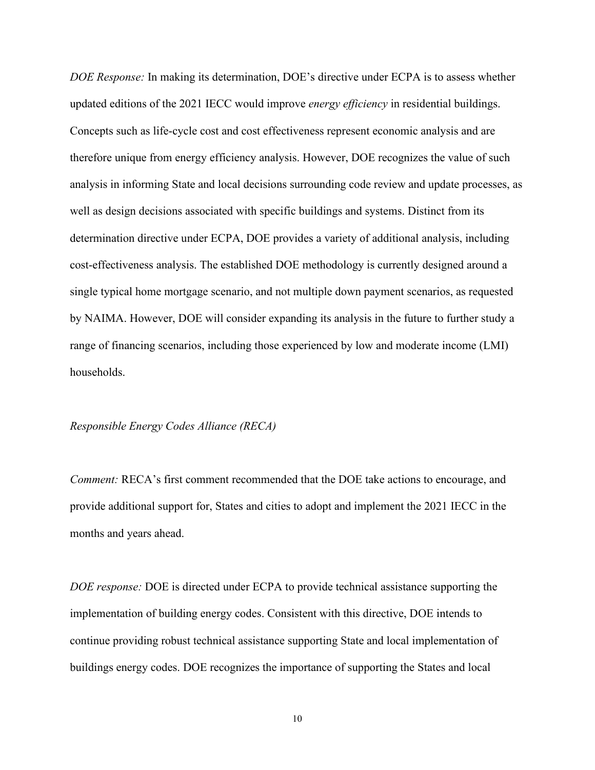*DOE Response:* In making its determination, DOE's directive under ECPA is to assess whether updated editions of the 2021 IECC would improve *energy efficiency* in residential buildings. Concepts such as life-cycle cost and cost effectiveness represent economic analysis and are therefore unique from energy efficiency analysis. However, DOE recognizes the value of such analysis in informing State and local decisions surrounding code review and update processes, as well as design decisions associated with specific buildings and systems. Distinct from its determination directive under ECPA, DOE provides a variety of additional analysis, including cost-effectiveness analysis. The established DOE methodology is currently designed around a single typical home mortgage scenario, and not multiple down payment scenarios, as requested by NAIMA. However, DOE will consider expanding its analysis in the future to further study a range of financing scenarios, including those experienced by low and moderate income (LMI) households.

*Responsible Energy Codes Alliance (RECA)*

*Comment:* RECA's first comment recommended that the DOE take actions to encourage, and provide additional support for, States and cities to adopt and implement the 2021 IECC in the months and years ahead.

*DOE response:* DOE is directed under ECPA to provide technical assistance supporting the implementation of building energy codes. Consistent with this directive, DOE intends to continue providing robust technical assistance supporting State and local implementation of buildings energy codes. DOE recognizes the importance of supporting the States and local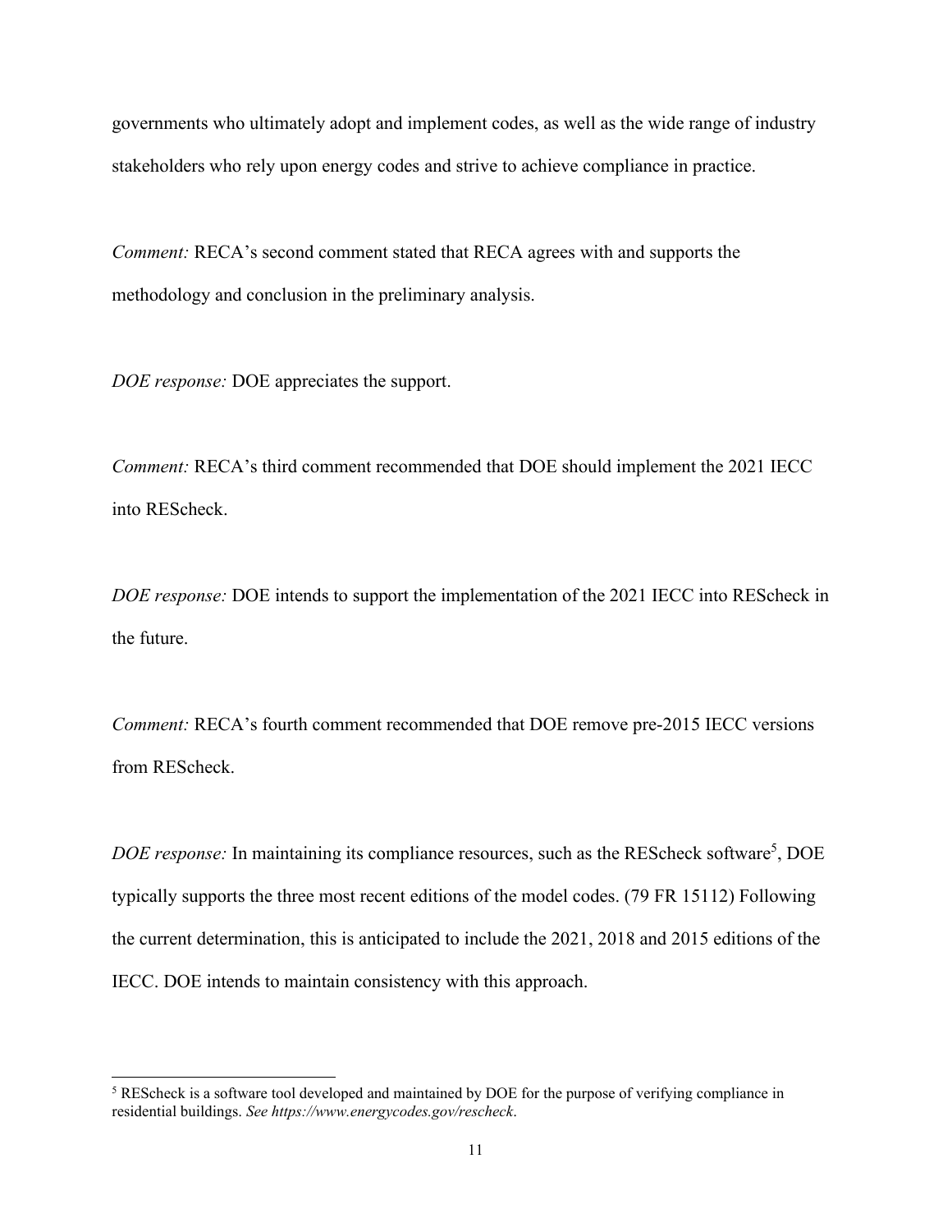governments who ultimately adopt and implement codes, as well as the wide range of industry stakeholders who rely upon energy codes and strive to achieve compliance in practice.

*Comment:* RECA's second comment stated that RECA agrees with and supports the methodology and conclusion in the preliminary analysis.

*DOE response:* DOE appreciates the support.

*Comment:* RECA's third comment recommended that DOE should implement the 2021 IECC into REScheck.

*DOE response:* DOE intends to support the implementation of the 2021 IECC into REScheck in the future.

*Comment:* RECA's fourth comment recommended that DOE remove pre-2015 IECC versions from REScheck.

*DOE response:* In maintaining its compliance resources, such as the REScheck software[5], DOE typically supports the three most recent editions of the model codes. (79 FR 15112) Following the current determination, this is anticipated to include the 2021, 2018 and 2015 editions of the IECC. DOE intends to maintain consistency with this approach.

---

[5] REScheck is a software tool developed and maintained by DOE for the purpose of verifying compliance in residential buildings. *See https://www.energycodes.gov/rescheck*.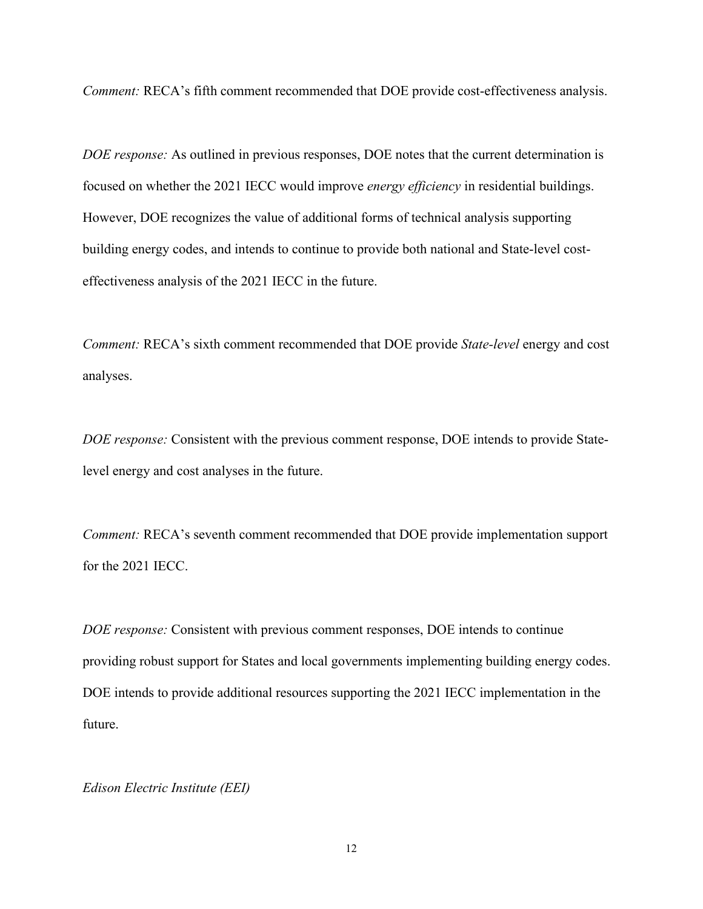*Comment:* RECA's fifth comment recommended that DOE provide cost-effectiveness analysis.

*DOE response:* As outlined in previous responses, DOE notes that the current determination is focused on whether the 2021 IECC would improve *energy efficiency* in residential buildings. However, DOE recognizes the value of additional forms of technical analysis supporting building energy codes, and intends to continue to provide both national and State-level cost-effectiveness analysis of the 2021 IECC in the future.

*Comment:* RECA's sixth comment recommended that DOE provide *State-level* energy and cost analyses.

*DOE response:* Consistent with the previous comment response, DOE intends to provide State-level energy and cost analyses in the future.

*Comment:* RECA's seventh comment recommended that DOE provide implementation support for the 2021 IECC.

*DOE response:* Consistent with previous comment responses, DOE intends to continue providing robust support for States and local governments implementing building energy codes. DOE intends to provide additional resources supporting the 2021 IECC implementation in the future.

*Edison Electric Institute (EEI)*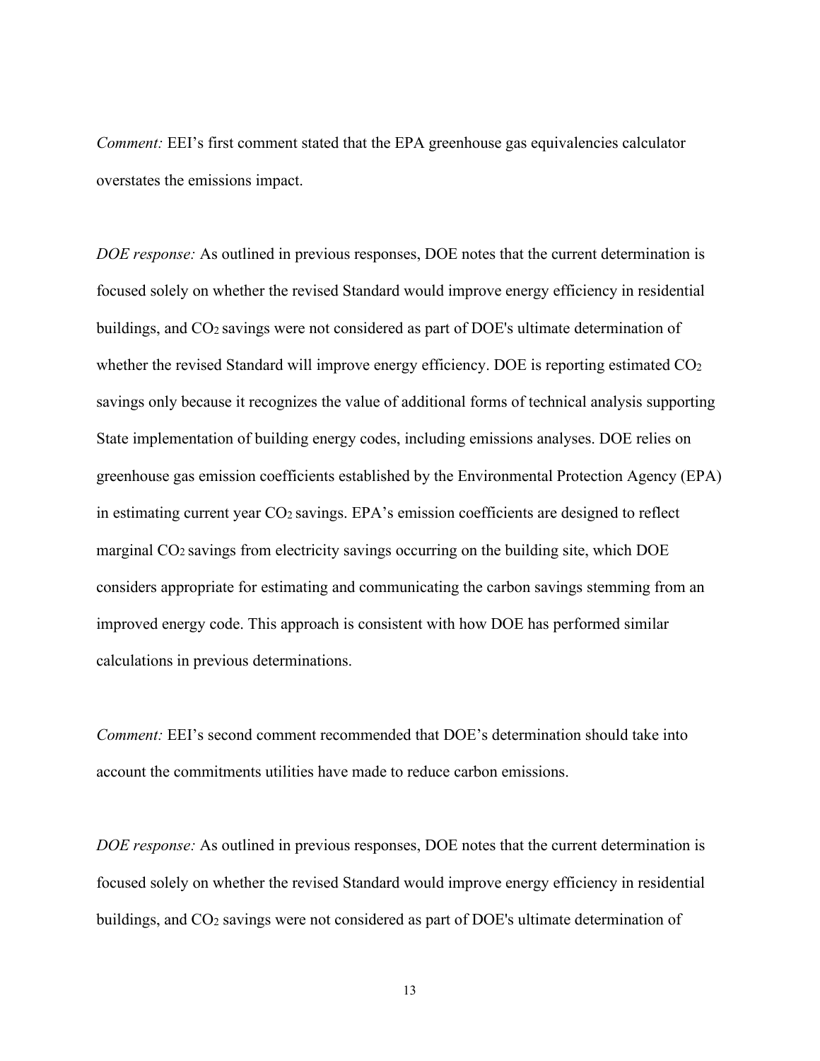*Comment:* EEI's first comment stated that the EPA greenhouse gas equivalencies calculator overstates the emissions impact.

*DOE response:* As outlined in previous responses, DOE notes that the current determination is focused solely on whether the revised Standard would improve energy efficiency in residential buildings, and $CO_2$ savings were not considered as part of DOE's ultimate determination of whether the revised Standard will improve energy efficiency. DOE is reporting estimated $CO_2$ savings only because it recognizes the value of additional forms of technical analysis supporting State implementation of building energy codes, including emissions analyses. DOE relies on greenhouse gas emission coefficients established by the Environmental Protection Agency (EPA) in estimating current year $CO_2$ savings. EPA's emission coefficients are designed to reflect marginal $CO_2$ savings from electricity savings occurring on the building site, which DOE considers appropriate for estimating and communicating the carbon savings stemming from an improved energy code. This approach is consistent with how DOE has performed similar calculations in previous determinations.

*Comment:* EEI's second comment recommended that DOE's determination should take into account the commitments utilities have made to reduce carbon emissions.

*DOE response:* As outlined in previous responses, DOE notes that the current determination is focused solely on whether the revised Standard would improve energy efficiency in residential buildings, and $CO_2$ savings were not considered as part of DOE's ultimate determination of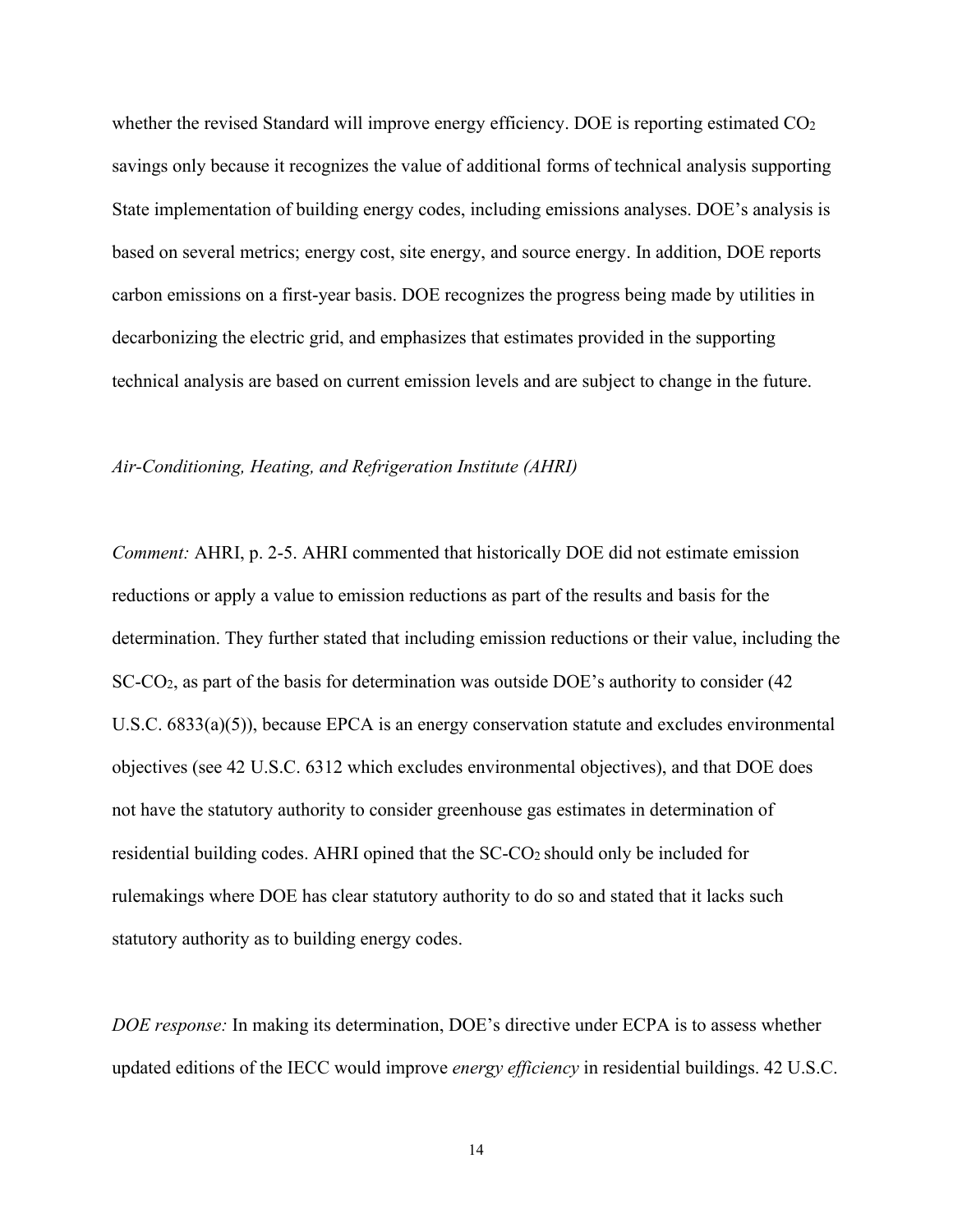whether the revised Standard will improve energy efficiency. DOE is reporting estimated $CO_2$ savings only because it recognizes the value of additional forms of technical analysis supporting State implementation of building energy codes, including emissions analyses. DOE's analysis is based on several metrics; energy cost, site energy, and source energy. In addition, DOE reports carbon emissions on a first-year basis. DOE recognizes the progress being made by utilities in decarbonizing the electric grid, and emphasizes that estimates provided in the supporting technical analysis are based on current emission levels and are subject to change in the future.

*Air-Conditioning, Heating, and Refrigeration Institute (AHRI)*

*Comment:* AHRI, p. 2-5. AHRI commented that historically DOE did not estimate emission reductions or apply a value to emission reductions as part of the results and basis for the determination. They further stated that including emission reductions or their value, including the SC-$CO_2$, as part of the basis for determination was outside DOE's authority to consider (42 U.S.C. 6833(a)(5)), because EPCA is an energy conservation statute and excludes environmental objectives (see 42 U.S.C. 6312 which excludes environmental objectives), and that DOE does not have the statutory authority to consider greenhouse gas estimates in determination of residential building codes. AHRI opined that the SC-$CO_2$ should only be included for rulemakings where DOE has clear statutory authority to do so and stated that it lacks such statutory authority as to building energy codes.

*DOE response:* In making its determination, DOE's directive under ECPA is to assess whether updated editions of the IECC would improve *energy efficiency* in residential buildings. 42 U.S.C.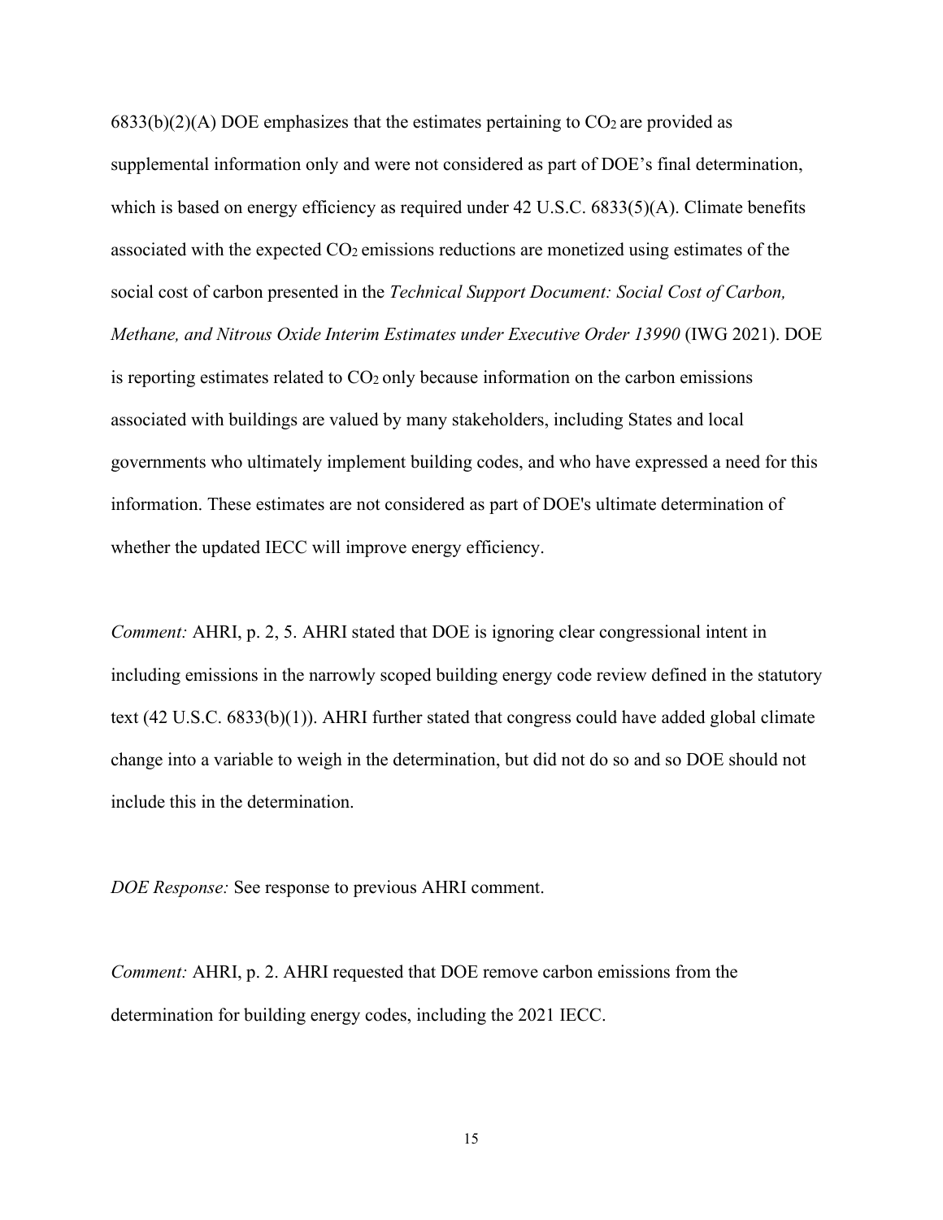6833(b)(2)(A) DOE emphasizes that the estimates pertaining to $CO_2$ are provided as supplemental information only and were not considered as part of DOE's final determination, which is based on energy efficiency as required under 42 U.S.C. 6833(5)(A). Climate benefits associated with the expected $CO_2$ emissions reductions are monetized using estimates of the social cost of carbon presented in the *Technical Support Document: Social Cost of Carbon, Methane, and Nitrous Oxide Interim Estimates under Executive Order 13990* (IWG 2021). DOE is reporting estimates related to $CO_2$ only because information on the carbon emissions associated with buildings are valued by many stakeholders, including States and local governments who ultimately implement building codes, and who have expressed a need for this information. These estimates are not considered as part of DOE's ultimate determination of whether the updated IECC will improve energy efficiency.

*Comment:* AHRI, p. 2, 5. AHRI stated that DOE is ignoring clear congressional intent in including emissions in the narrowly scoped building energy code review defined in the statutory text (42 U.S.C. 6833(b)(1)). AHRI further stated that congress could have added global climate change into a variable to weigh in the determination, but did not do so and so DOE should not include this in the determination.

*DOE Response:* See response to previous AHRI comment.

*Comment:* AHRI, p. 2. AHRI requested that DOE remove carbon emissions from the determination for building energy codes, including the 2021 IECC.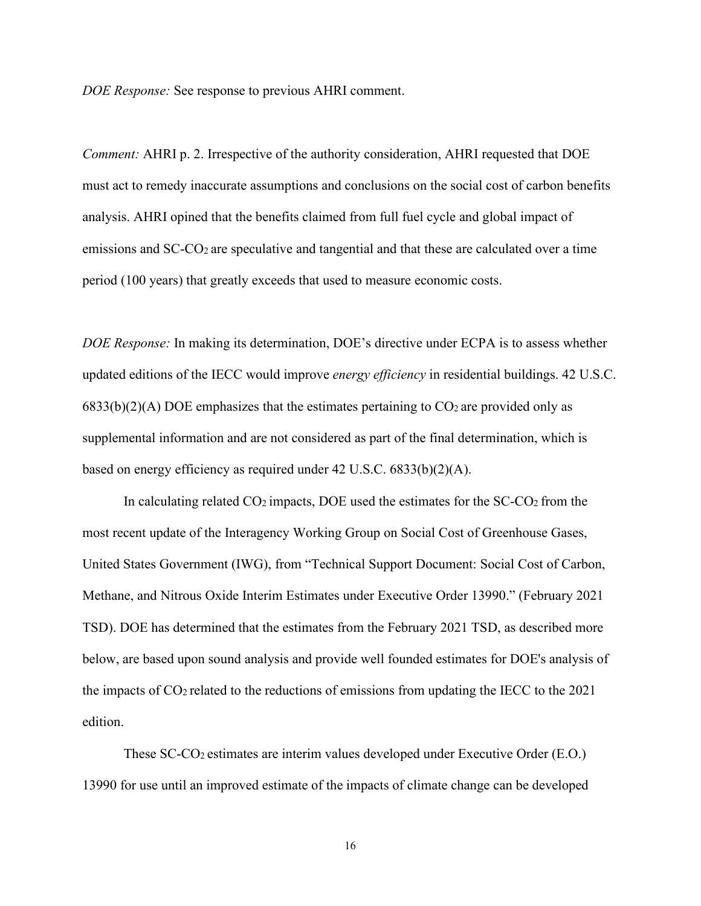*DOE Response:* See response to previous AHRI comment.

*Comment:* AHRI p. 2. Irrespective of the authority consideration, AHRI requested that DOE must act to remedy inaccurate assumptions and conclusions on the social cost of carbon benefits analysis. AHRI opined that the benefits claimed from full fuel cycle and global impact of emissions and SC-$CO_2$ are speculative and tangential and that these are calculated over a time period (100 years) that greatly exceeds that used to measure economic costs.

*DOE Response:* In making its determination, DOE's directive under ECPA is to assess whether updated editions of the IECC would improve *energy efficiency* in residential buildings. 42 U.S.C. 6833(b)(2)(A) DOE emphasizes that the estimates pertaining to $CO_2$ are provided only as supplemental information and are not considered as part of the final determination, which is based on energy efficiency as required under 42 U.S.C. 6833(b)(2)(A).

In calculating related $CO_2$ impacts, DOE used the estimates for the SC-$CO_2$ from the most recent update of the Interagency Working Group on Social Cost of Greenhouse Gases, United States Government (IWG), from "Technical Support Document: Social Cost of Carbon, Methane, and Nitrous Oxide Interim Estimates under Executive Order 13990." (February 2021 TSD). DOE has determined that the estimates from the February 2021 TSD, as described more below, are based upon sound analysis and provide well founded estimates for DOE's analysis of the impacts of $CO_2$ related to the reductions of emissions from updating the IECC to the 2021 edition.

These SC-$CO_2$ estimates are interim values developed under Executive Order (E.O.) 13990 for use until an improved estimate of the impacts of climate change can be developed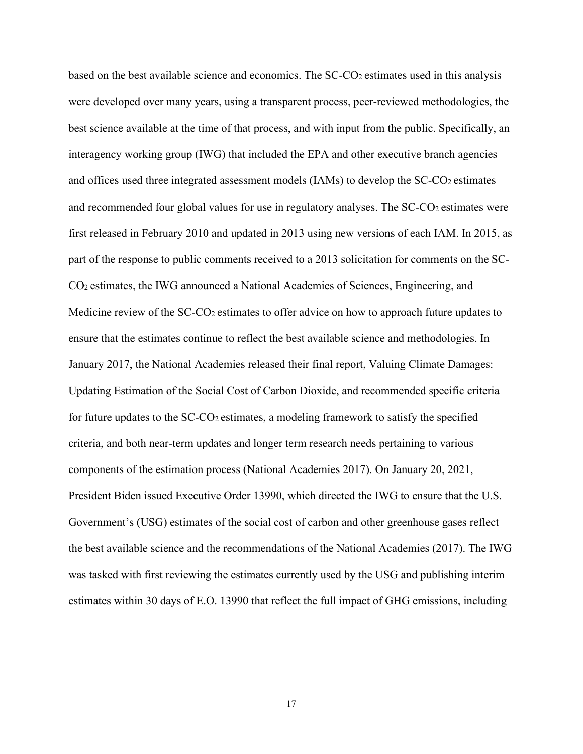based on the best available science and economics. The SC-$CO_2$ estimates used in this analysis were developed over many years, using a transparent process, peer-reviewed methodologies, the best science available at the time of that process, and with input from the public. Specifically, an interagency working group (IWG) that included the EPA and other executive branch agencies and offices used three integrated assessment models (IAMs) to develop the SC-$CO_2$ estimates and recommended four global values for use in regulatory analyses. The SC-$CO_2$ estimates were first released in February 2010 and updated in 2013 using new versions of each IAM. In 2015, as part of the response to public comments received to a 2013 solicitation for comments on the SC-$CO_2$ estimates, the IWG announced a National Academies of Sciences, Engineering, and Medicine review of the SC-$CO_2$ estimates to offer advice on how to approach future updates to ensure that the estimates continue to reflect the best available science and methodologies. In January 2017, the National Academies released their final report, Valuing Climate Damages: Updating Estimation of the Social Cost of Carbon Dioxide, and recommended specific criteria for future updates to the SC-$CO_2$ estimates, a modeling framework to satisfy the specified criteria, and both near-term updates and longer term research needs pertaining to various components of the estimation process (National Academies 2017). On January 20, 2021, President Biden issued Executive Order 13990, which directed the IWG to ensure that the U.S. Government's (USG) estimates of the social cost of carbon and other greenhouse gases reflect the best available science and the recommendations of the National Academies (2017). The IWG was tasked with first reviewing the estimates currently used by the USG and publishing interim estimates within 30 days of E.O. 13990 that reflect the full impact of GHG emissions, including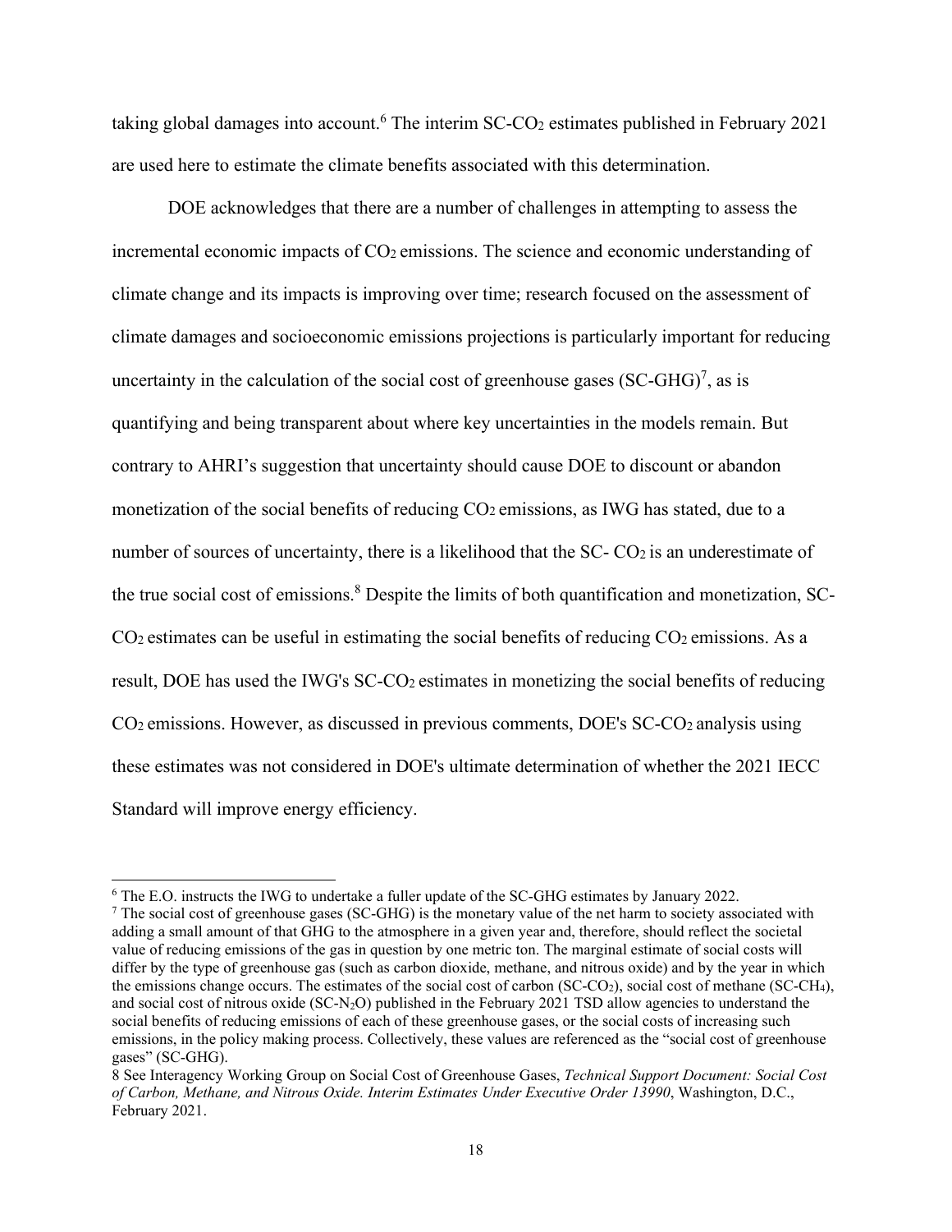taking global damages into account.[6] The interim SC-$CO_2$ estimates published in February 2021 are used here to estimate the climate benefits associated with this determination.

DOE acknowledges that there are a number of challenges in attempting to assess the incremental economic impacts of $CO_2$ emissions. The science and economic understanding of climate change and its impacts is improving over time; research focused on the assessment of climate damages and socioeconomic emissions projections is particularly important for reducing uncertainty in the calculation of the social cost of greenhouse gases (SC-GHG)[7], as is quantifying and being transparent about where key uncertainties in the models remain. But contrary to AHRI's suggestion that uncertainty should cause DOE to discount or abandon monetization of the social benefits of reducing $CO_2$ emissions, as IWG has stated, due to a number of sources of uncertainty, there is a likelihood that the SC- $CO_2$ is an underestimate of the true social cost of emissions.[8] Despite the limits of both quantification and monetization, SC-$CO_2$ estimates can be useful in estimating the social benefits of reducing $CO_2$ emissions. As a result, DOE has used the IWG's SC-$CO_2$ estimates in monetizing the social benefits of reducing $CO_2$ emissions. However, as discussed in previous comments, DOE's SC-$CO_2$ analysis using these estimates was not considered in DOE's ultimate determination of whether the 2021 IECC Standard will improve energy efficiency.

---

[6] The E.O. instructs the IWG to undertake a fuller update of the SC-GHG estimates by January 2022.

[7] The social cost of greenhouse gases (SC-GHG) is the monetary value of the net harm to society associated with adding a small amount of that GHG to the atmosphere in a given year and, therefore, should reflect the societal value of reducing emissions of the gas in question by one metric ton. The marginal estimate of social costs will differ by the type of greenhouse gas (such as carbon dioxide, methane, and nitrous oxide) and by the year in which the emissions change occurs. The estimates of the social cost of carbon (SC-$CO_2$), social cost of methane (SC-$CH_4$), and social cost of nitrous oxide (SC-$N_2O$) published in the February 2021 TSD allow agencies to understand the social benefits of reducing emissions of each of these greenhouse gases, or the social costs of increasing such emissions, in the policy making process. Collectively, these values are referenced as the "social cost of greenhouse gases" (SC-GHG).

8 See Interagency Working Group on Social Cost of Greenhouse Gases, *Technical Support Document: Social Cost of Carbon, Methane, and Nitrous Oxide. Interim Estimates Under Executive Order 13990*, Washington, D.C., February 2021.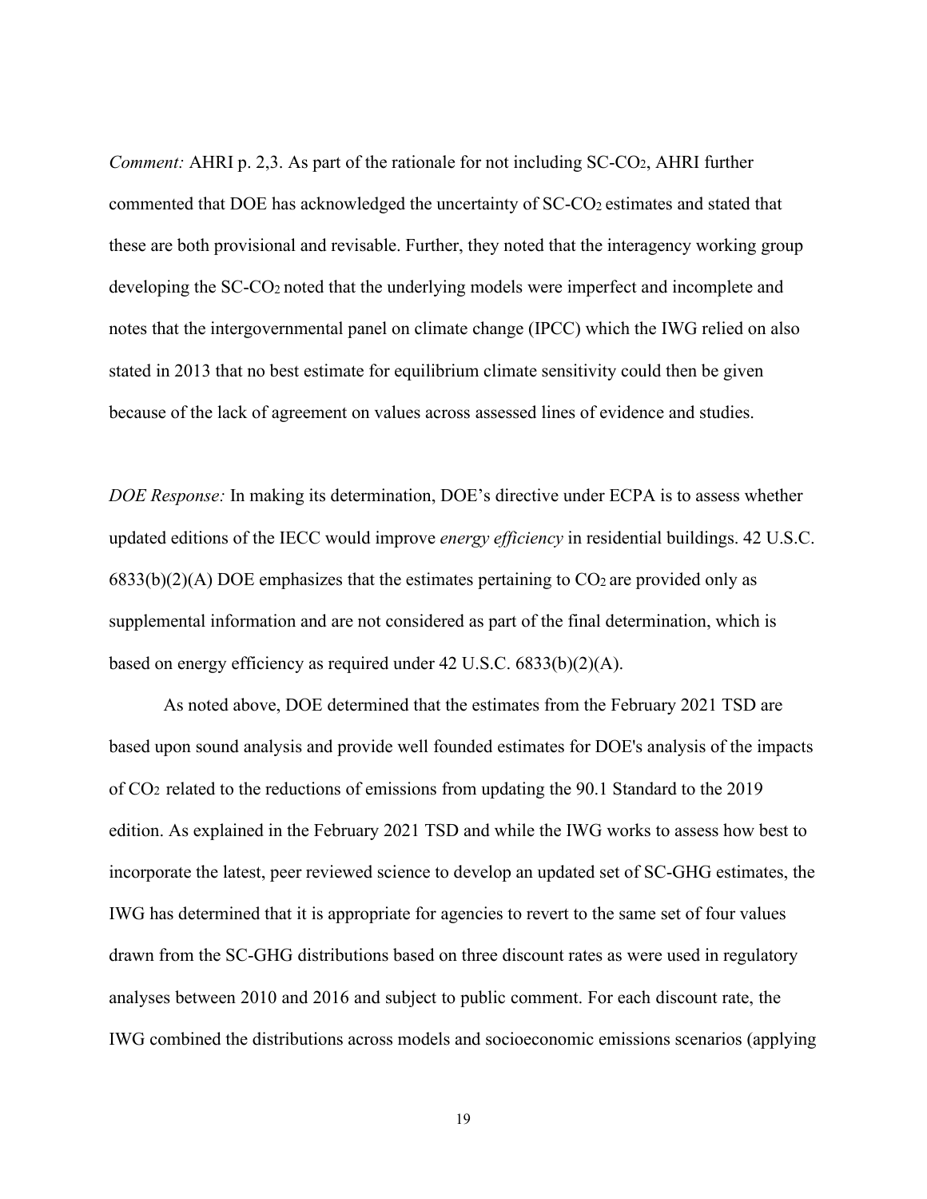*Comment:* AHRI p. 2,3. As part of the rationale for not including SC-$CO_2$, AHRI further commented that DOE has acknowledged the uncertainty of SC-$CO_2$ estimates and stated that these are both provisional and revisable. Further, they noted that the interagency working group developing the SC-$CO_2$ noted that the underlying models were imperfect and incomplete and notes that the intergovernmental panel on climate change (IPCC) which the IWG relied on also stated in 2013 that no best estimate for equilibrium climate sensitivity could then be given because of the lack of agreement on values across assessed lines of evidence and studies.

*DOE Response:* In making its determination, DOE's directive under ECPA is to assess whether updated editions of the IECC would improve *energy efficiency* in residential buildings. 42 U.S.C. 6833(b)(2)(A) DOE emphasizes that the estimates pertaining to $CO_2$ are provided only as supplemental information and are not considered as part of the final determination, which is based on energy efficiency as required under 42 U.S.C. 6833(b)(2)(A).

As noted above, DOE determined that the estimates from the February 2021 TSD are based upon sound analysis and provide well founded estimates for DOE's analysis of the impacts of $CO_2$ related to the reductions of emissions from updating the 90.1 Standard to the 2019 edition. As explained in the February 2021 TSD and while the IWG works to assess how best to incorporate the latest, peer reviewed science to develop an updated set of SC-GHG estimates, the IWG has determined that it is appropriate for agencies to revert to the same set of four values drawn from the SC-GHG distributions based on three discount rates as were used in regulatory analyses between 2010 and 2016 and subject to public comment. For each discount rate, the IWG combined the distributions across models and socioeconomic emissions scenarios (applying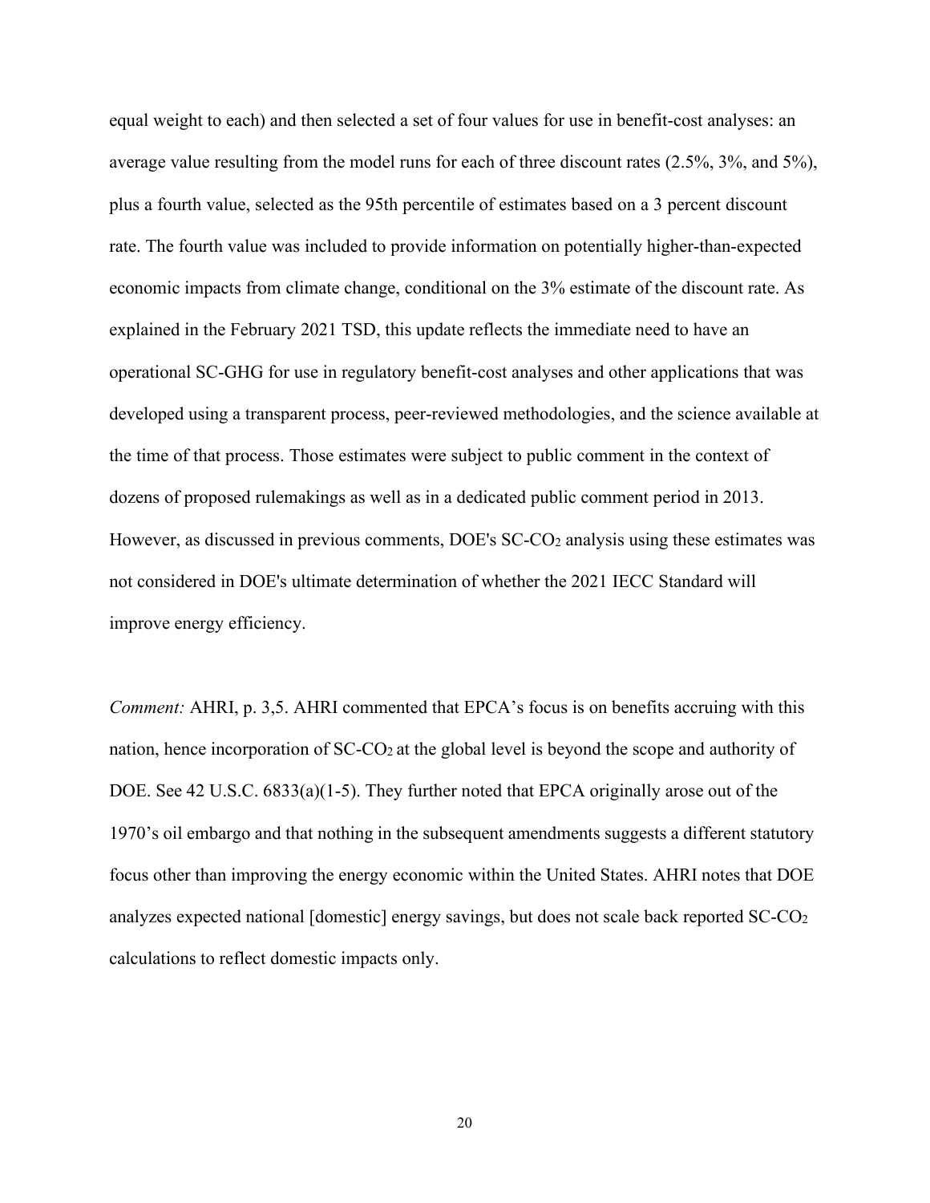equal weight to each) and then selected a set of four values for use in benefit-cost analyses: an average value resulting from the model runs for each of three discount rates (2.5%, 3%, and 5%), plus a fourth value, selected as the 95th percentile of estimates based on a 3 percent discount rate. The fourth value was included to provide information on potentially higher-than-expected economic impacts from climate change, conditional on the 3% estimate of the discount rate. As explained in the February 2021 TSD, this update reflects the immediate need to have an operational SC-GHG for use in regulatory benefit-cost analyses and other applications that was developed using a transparent process, peer-reviewed methodologies, and the science available at the time of that process. Those estimates were subject to public comment in the context of dozens of proposed rulemakings as well as in a dedicated public comment period in 2013. However, as discussed in previous comments, DOE's SC-$CO_2$ analysis using these estimates was not considered in DOE's ultimate determination of whether the 2021 IECC Standard will improve energy efficiency.

*Comment:* AHRI, p. 3,5. AHRI commented that EPCA's focus is on benefits accruing with this nation, hence incorporation of SC-$CO_2$ at the global level is beyond the scope and authority of DOE. See 42 U.S.C. 6833(a)(1-5). They further noted that EPCA originally arose out of the 1970's oil embargo and that nothing in the subsequent amendments suggests a different statutory focus other than improving the energy economic within the United States. AHRI notes that DOE analyzes expected national [domestic] energy savings, but does not scale back reported SC-$CO_2$ calculations to reflect domestic impacts only.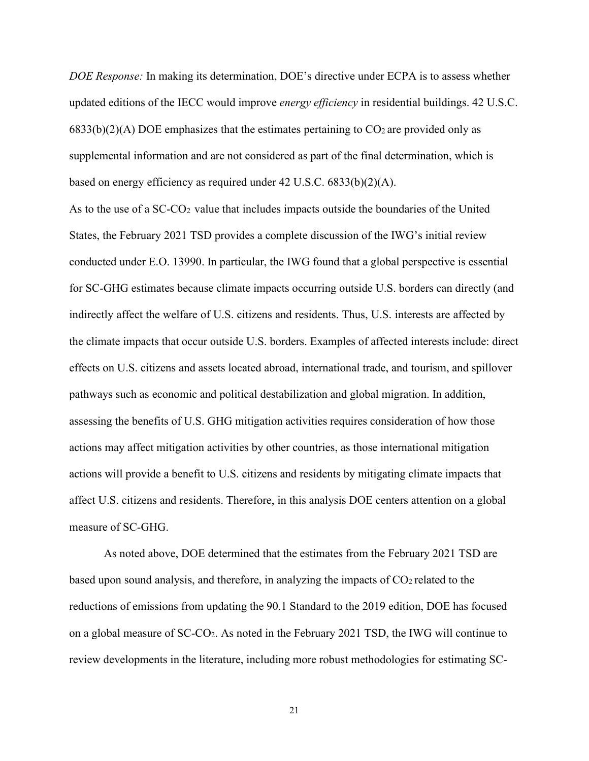*DOE Response:* In making its determination, DOE's directive under ECPA is to assess whether updated editions of the IECC would improve *energy efficiency* in residential buildings. 42 U.S.C. 6833(b)(2)(A) DOE emphasizes that the estimates pertaining to $CO_2$ are provided only as supplemental information and are not considered as part of the final determination, which is based on energy efficiency as required under 42 U.S.C. 6833(b)(2)(A).

As to the use of a SC-$CO_2$ value that includes impacts outside the boundaries of the United States, the February 2021 TSD provides a complete discussion of the IWG's initial review conducted under E.O. 13990. In particular, the IWG found that a global perspective is essential for SC-GHG estimates because climate impacts occurring outside U.S. borders can directly (and indirectly affect the welfare of U.S. citizens and residents. Thus, U.S. interests are affected by the climate impacts that occur outside U.S. borders. Examples of affected interests include: direct effects on U.S. citizens and assets located abroad, international trade, and tourism, and spillover pathways such as economic and political destabilization and global migration. In addition, assessing the benefits of U.S. GHG mitigation activities requires consideration of how those actions may affect mitigation activities by other countries, as those international mitigation actions will provide a benefit to U.S. citizens and residents by mitigating climate impacts that affect U.S. citizens and residents. Therefore, in this analysis DOE centers attention on a global measure of SC-GHG.

As noted above, DOE determined that the estimates from the February 2021 TSD are based upon sound analysis, and therefore, in analyzing the impacts of $CO_2$ related to the reductions of emissions from updating the 90.1 Standard to the 2019 edition, DOE has focused on a global measure of SC-$CO_2$. As noted in the February 2021 TSD, the IWG will continue to review developments in the literature, including more robust methodologies for estimating SC-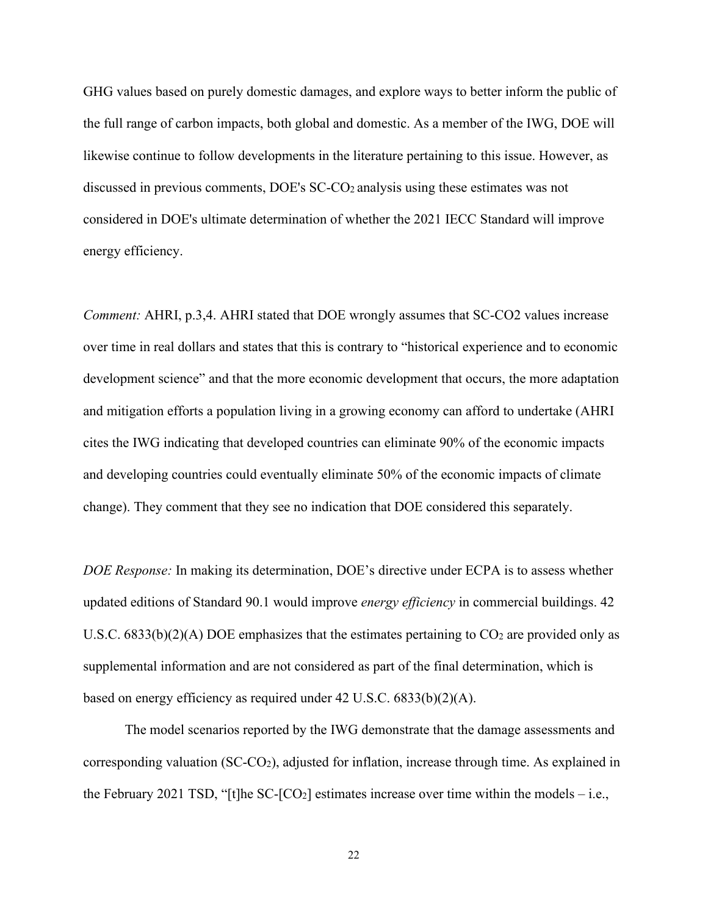GHG values based on purely domestic damages, and explore ways to better inform the public of the full range of carbon impacts, both global and domestic. As a member of the IWG, DOE will likewise continue to follow developments in the literature pertaining to this issue. However, as discussed in previous comments, DOE's SC-$CO_2$ analysis using these estimates was not considered in DOE's ultimate determination of whether the 2021 IECC Standard will improve energy efficiency.

*Comment:* AHRI, p.3,4. AHRI stated that DOE wrongly assumes that SC-CO2 values increase over time in real dollars and states that this is contrary to "historical experience and to economic development science" and that the more economic development that occurs, the more adaptation and mitigation efforts a population living in a growing economy can afford to undertake (AHRI cites the IWG indicating that developed countries can eliminate 90% of the economic impacts and developing countries could eventually eliminate 50% of the economic impacts of climate change). They comment that they see no indication that DOE considered this separately.

*DOE Response:* In making its determination, DOE's directive under ECPA is to assess whether updated editions of Standard 90.1 would improve *energy efficiency* in commercial buildings. 42 U.S.C. 6833(b)(2)(A) DOE emphasizes that the estimates pertaining to $CO_2$ are provided only as supplemental information and are not considered as part of the final determination, which is based on energy efficiency as required under 42 U.S.C. 6833(b)(2)(A).

The model scenarios reported by the IWG demonstrate that the damage assessments and corresponding valuation (SC-$CO_2$), adjusted for inflation, increase through time. As explained in the February 2021 TSD, "[t]he SC-[$CO_2$] estimates increase over time within the models – i.e.,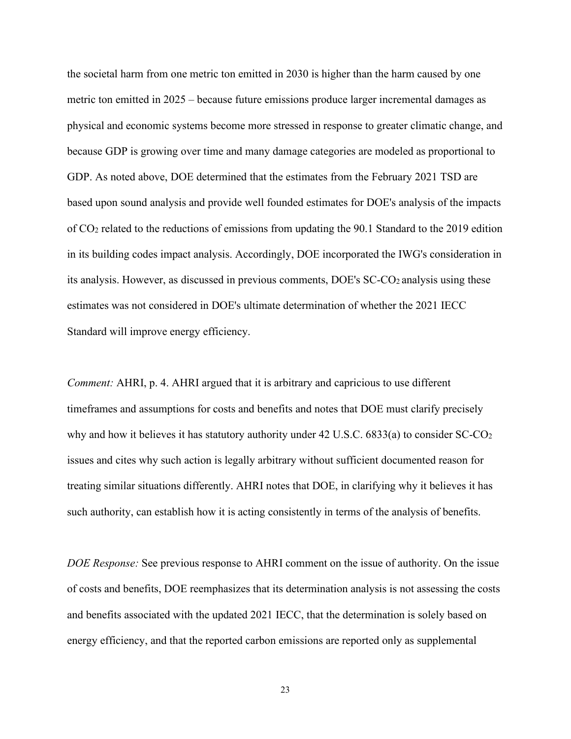the societal harm from one metric ton emitted in 2030 is higher than the harm caused by one metric ton emitted in 2025 – because future emissions produce larger incremental damages as physical and economic systems become more stressed in response to greater climatic change, and because GDP is growing over time and many damage categories are modeled as proportional to GDP. As noted above, DOE determined that the estimates from the February 2021 TSD are based upon sound analysis and provide well founded estimates for DOE's analysis of the impacts of $CO_2$ related to the reductions of emissions from updating the 90.1 Standard to the 2019 edition in its building codes impact analysis. Accordingly, DOE incorporated the IWG's consideration in its analysis. However, as discussed in previous comments, DOE's SC-$CO_2$ analysis using these estimates was not considered in DOE's ultimate determination of whether the 2021 IECC Standard will improve energy efficiency.

*Comment:* AHRI, p. 4. AHRI argued that it is arbitrary and capricious to use different timeframes and assumptions for costs and benefits and notes that DOE must clarify precisely why and how it believes it has statutory authority under 42 U.S.C. 6833(a) to consider SC-$CO_2$ issues and cites why such action is legally arbitrary without sufficient documented reason for treating similar situations differently. AHRI notes that DOE, in clarifying why it believes it has such authority, can establish how it is acting consistently in terms of the analysis of benefits.

*DOE Response:* See previous response to AHRI comment on the issue of authority. On the issue of costs and benefits, DOE reemphasizes that its determination analysis is not assessing the costs and benefits associated with the updated 2021 IECC, that the determination is solely based on energy efficiency, and that the reported carbon emissions are reported only as supplemental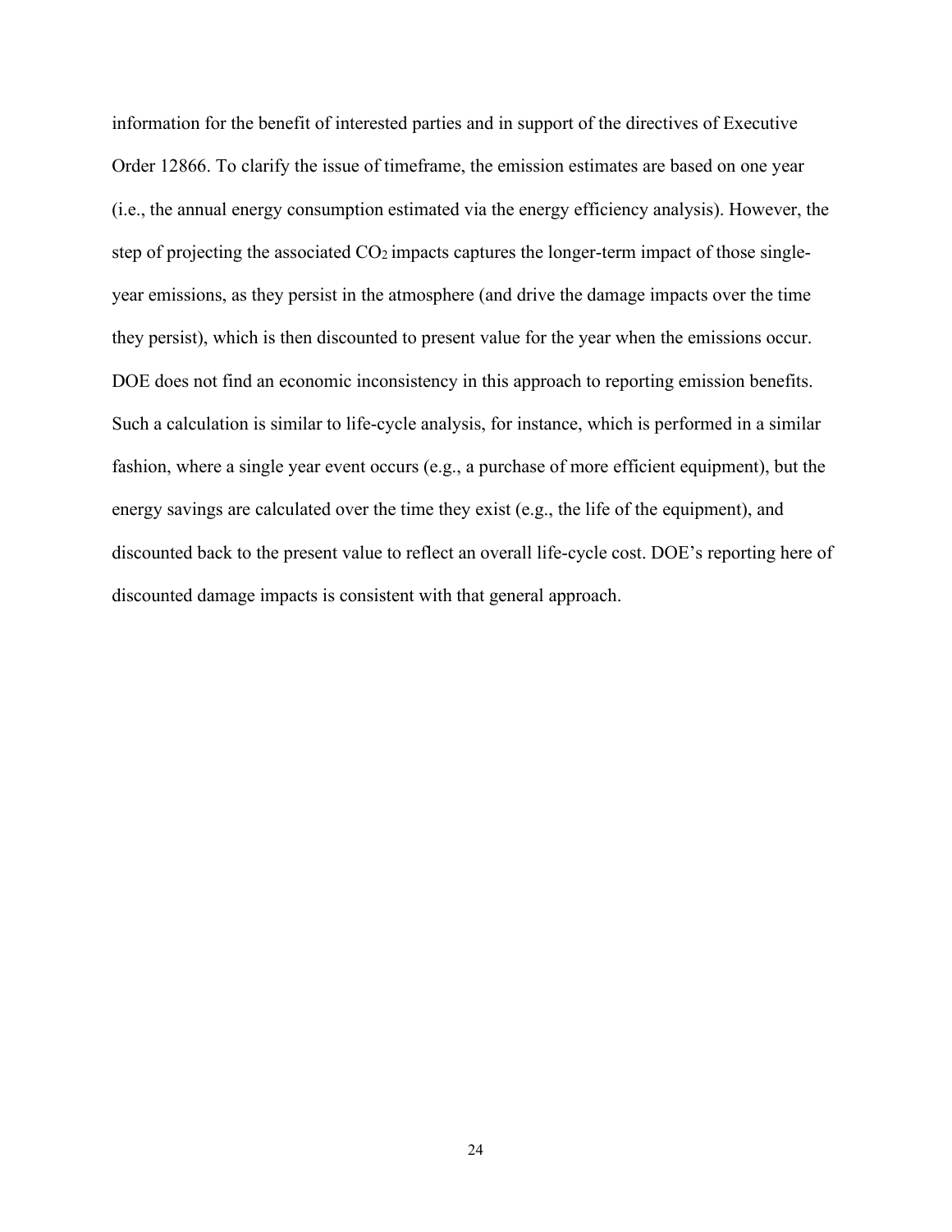information for the benefit of interested parties and in support of the directives of Executive Order 12866. To clarify the issue of timeframe, the emission estimates are based on one year (i.e., the annual energy consumption estimated via the energy efficiency analysis). However, the step of projecting the associated $CO_2$ impacts captures the longer-term impact of those single-year emissions, as they persist in the atmosphere (and drive the damage impacts over the time they persist), which is then discounted to present value for the year when the emissions occur. DOE does not find an economic inconsistency in this approach to reporting emission benefits. Such a calculation is similar to life-cycle analysis, for instance, which is performed in a similar fashion, where a single year event occurs (e.g., a purchase of more efficient equipment), but the energy savings are calculated over the time they exist (e.g., the life of the equipment), and discounted back to the present value to reflect an overall life-cycle cost. DOE's reporting here of discounted damage impacts is consistent with that general approach.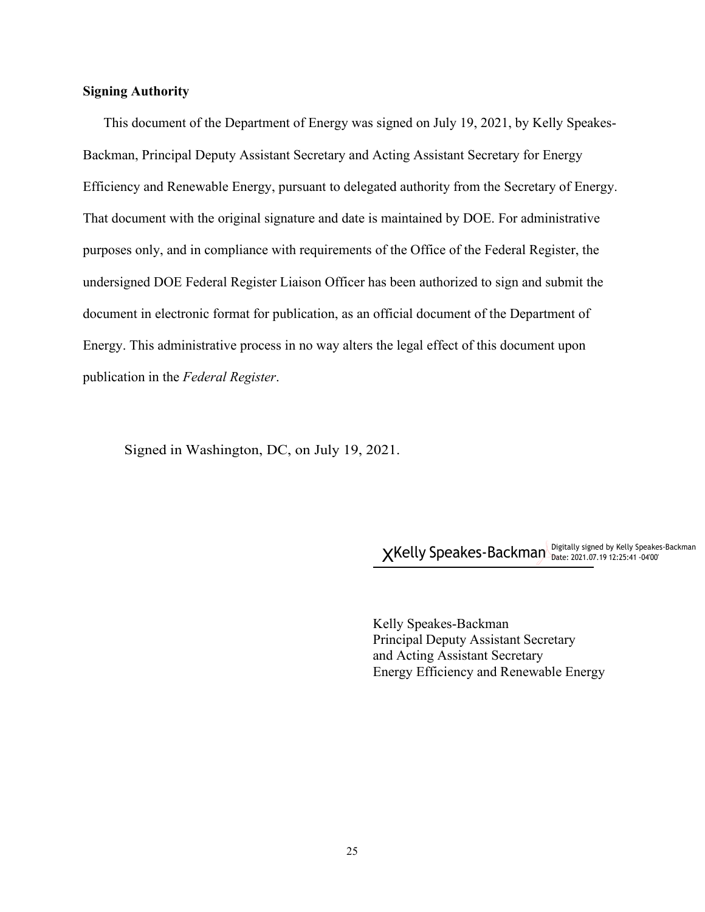**Signing Authority**

This document of the Department of Energy was signed on July 19, 2021, by Kelly Speakes-Backman, Principal Deputy Assistant Secretary and Acting Assistant Secretary for Energy Efficiency and Renewable Energy, pursuant to delegated authority from the Secretary of Energy. That document with the original signature and date is maintained by DOE. For administrative purposes only, and in compliance with requirements of the Office of the Federal Register, the undersigned DOE Federal Register Liaison Officer has been authorized to sign and submit the document in electronic format for publication, as an official document of the Department of Energy. This administrative process in no way alters the legal effect of this document upon publication in the *Federal Register*.

Signed in Washington, DC, on July 19, 2021.

X Kelly Speakes-Backman
Digitally signed by Kelly Speakes-Backman
Date: 2021.07.19 12:25:41 -04'00'

Kelly Speakes-Backman
Principal Deputy Assistant Secretary
and Acting Assistant Secretary
Energy Efficiency and Renewable Energy